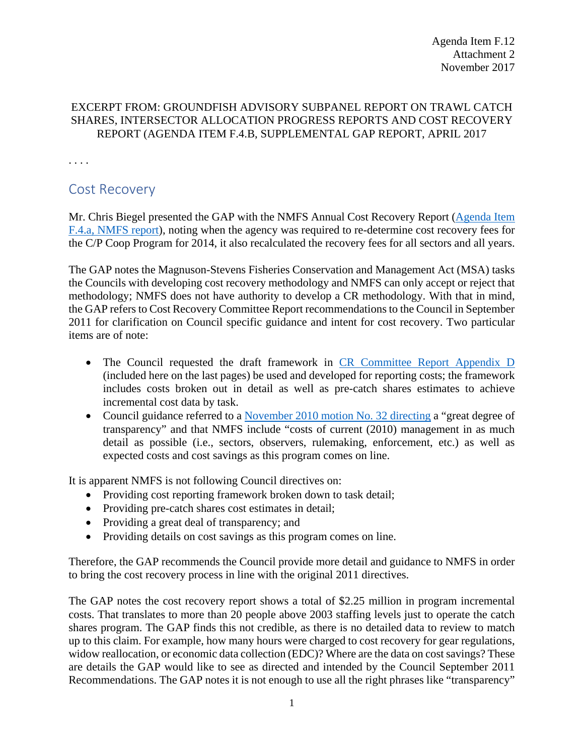Agenda Item F.12
Attachment 2
November 2017

EXCERPT FROM: GROUNDFISH ADVISORY SUBPANEL REPORT ON TRAWL CATCH SHARES, INTERSECTOR ALLOCATION PROGRESS REPORTS AND COST RECOVERY REPORT (AGENDA ITEM F.4.B, SUPPLEMENTAL GAP REPORT, APRIL 2017

. . . .

## Cost Recovery

Mr. Chris Biegel presented the GAP with the NMFS Annual Cost Recovery Report (Agenda Item F.4.a, NMFS report), noting when the agency was required to re-determine cost recovery fees for the C/P Coop Program for 2014, it also recalculated the recovery fees for all sectors and all years.

The GAP notes the Magnuson-Stevens Fisheries Conservation and Management Act (MSA) tasks the Councils with developing cost recovery methodology and NMFS can only accept or reject that methodology; NMFS does not have authority to develop a CR methodology. With that in mind, the GAP refers to Cost Recovery Committee Report recommendations to the Council in September 2011 for clarification on Council specific guidance and intent for cost recovery. Two particular items are of note:

- The Council requested the draft framework in CR Committee Report Appendix D (included here on the last pages) be used and developed for reporting costs; the framework includes costs broken out in detail as well as pre-catch shares estimates to achieve incremental cost data by task.
- Council guidance referred to a November 2010 motion No. 32 directing a "great degree of transparency" and that NMFS include "costs of current (2010) management in as much detail as possible (i.e., sectors, observers, rulemaking, enforcement, etc.) as well as expected costs and cost savings as this program comes on line.

It is apparent NMFS is not following Council directives on:

- Providing cost reporting framework broken down to task detail;
- Providing pre-catch shares cost estimates in detail;
- Providing a great deal of transparency; and
- Providing details on cost savings as this program comes on line.

Therefore, the GAP recommends the Council provide more detail and guidance to NMFS in order to bring the cost recovery process in line with the original 2011 directives.

The GAP notes the cost recovery report shows a total of $2.25 million in program incremental costs. That translates to more than 20 people above 2003 staffing levels just to operate the catch shares program. The GAP finds this not credible, as there is no detailed data to review to match up to this claim. For example, how many hours were charged to cost recovery for gear regulations, widow reallocation, or economic data collection (EDC)? Where are the data on cost savings? These are details the GAP would like to see as directed and intended by the Council September 2011 Recommendations. The GAP notes it is not enough to use all the right phrases like "transparency"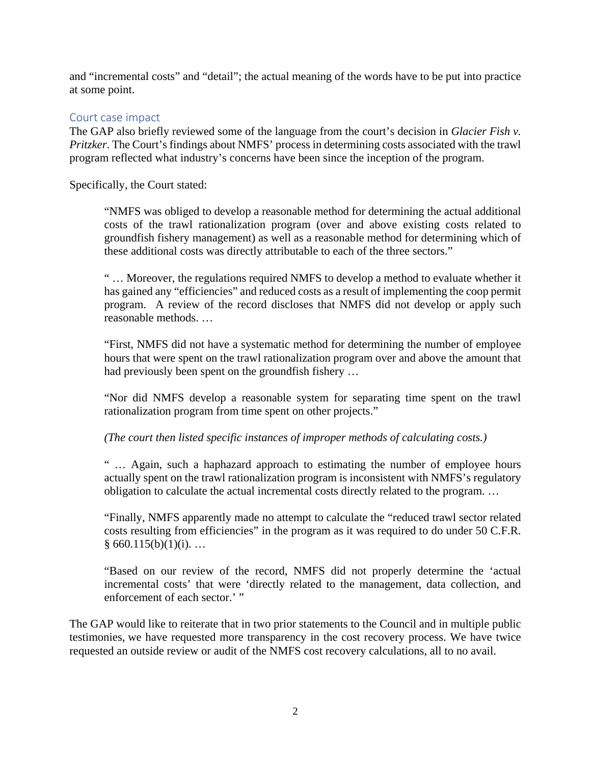and "incremental costs" and "detail"; the actual meaning of the words have to be put into practice at some point.

## Court case impact

The GAP also briefly reviewed some of the language from the court's decision in *Glacier Fish v. Pritzker*. The Court's findings about NMFS' process in determining costs associated with the trawl program reflected what industry's concerns have been since the inception of the program.

Specifically, the Court stated:

> "NMFS was obliged to develop a reasonable method for determining the actual additional costs of the trawl rationalization program (over and above existing costs related to groundfish fishery management) as well as a reasonable method for determining which of these additional costs was directly attributable to each of the three sectors."
>
> " … Moreover, the regulations required NMFS to develop a method to evaluate whether it has gained any "efficiencies" and reduced costs as a result of implementing the coop permit program. A review of the record discloses that NMFS did not develop or apply such reasonable methods. …
>
> "First, NMFS did not have a systematic method for determining the number of employee hours that were spent on the trawl rationalization program over and above the amount that had previously been spent on the groundfish fishery …
>
> "Nor did NMFS develop a reasonable system for separating time spent on the trawl rationalization program from time spent on other projects."
>
> *(The court then listed specific instances of improper methods of calculating costs.)*
>
> " … Again, such a haphazard approach to estimating the number of employee hours actually spent on the trawl rationalization program is inconsistent with NMFS's regulatory obligation to calculate the actual incremental costs directly related to the program. …
>
> "Finally, NMFS apparently made no attempt to calculate the "reduced trawl sector related costs resulting from efficiencies" in the program as it was required to do under 50 C.F.R. § 660.115(b)(1)(i). …
>
> "Based on our review of the record, NMFS did not properly determine the 'actual incremental costs' that were 'directly related to the management, data collection, and enforcement of each sector.' "

The GAP would like to reiterate that in two prior statements to the Council and in multiple public testimonies, we have requested more transparency in the cost recovery process. We have twice requested an outside review or audit of the NMFS cost recovery calculations, all to no avail.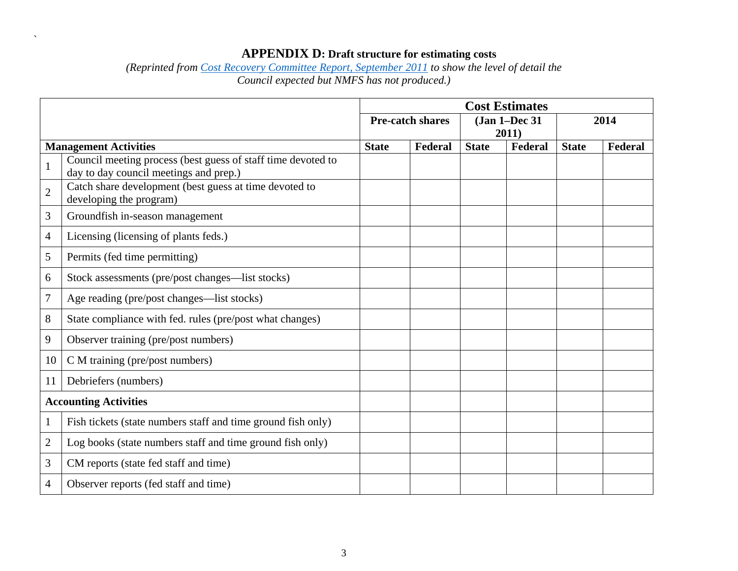## **APPENDIX D: Draft structure for estimating costs**

*(Reprinted from Cost Recovery Committee Report, September 2011 to show the level of detail the Council expected but NMFS has not produced.)*

| | | **Cost Estimates** | | | | | |
|---|---|---|---|---|---|---|---|
| | | **Pre-catch shares** | | **(Jan 1–Dec 31 2011)** | | **2014** | |
| **Management Activities** | | **State** | **Federal** | **State** | **Federal** | **State** | **Federal** |
| 1 | Council meeting process (best guess of staff time devoted to day to day council meetings and prep.) | | | | | | |
| 2 | Catch share development (best guess at time devoted to developing the program) | | | | | | |
| 3 | Groundfish in-season management | | | | | | |
| 4 | Licensing (licensing of plants feds.) | | | | | | |
| 5 | Permits (fed time permitting) | | | | | | |
| 6 | Stock assessments (pre/post changes—list stocks) | | | | | | |
| 7 | Age reading (pre/post changes—list stocks) | | | | | | |
| 8 | State compliance with fed. rules (pre/post what changes) | | | | | | |
| 9 | Observer training (pre/post numbers) | | | | | | |
| 10 | C M training (pre/post numbers) | | | | | | |
| 11 | Debriefers (numbers) | | | | | | |
| **Accounting Activities** | | | | | | | |
| 1 | Fish tickets (state numbers staff and time ground fish only) | | | | | | |
| 2 | Log books (state numbers staff and time ground fish only) | | | | | | |
| 3 | CM reports (state fed staff and time) | | | | | | |
| 4 | Observer reports (fed staff and time) | | | | | | |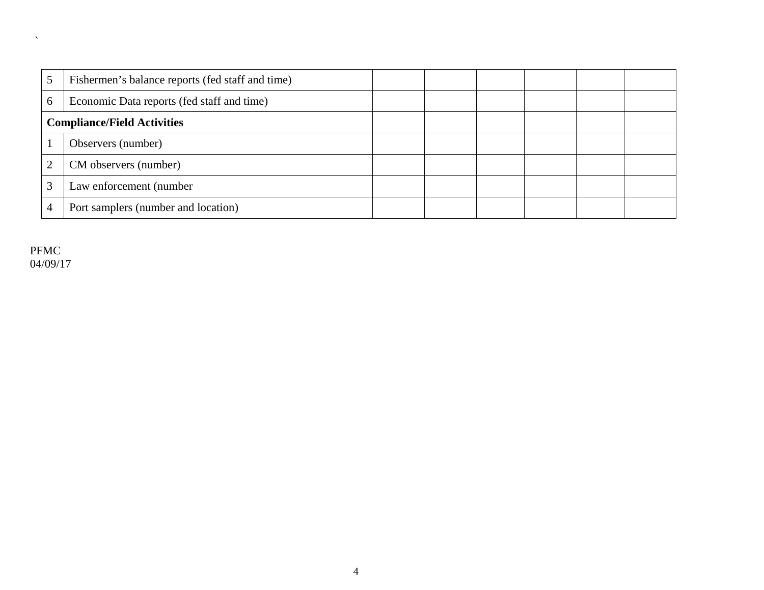| | | | | | | | |
|---|---|---|---|---|---|---|---|
| 5 | Fishermen’s balance reports (fed staff and time) | | | | | | |
| 6 | Economic Data reports (fed staff and time) | | | | | | |
| **Compliance/Field Activities** | | | | | | | |
| 1 | Observers (number) | | | | | | |
| 2 | CM observers (number) | | | | | | |
| 3 | Law enforcement (number | | | | | | |
| 4 | Port samplers (number and location) | | | | | | |

PFMC
04/09/17